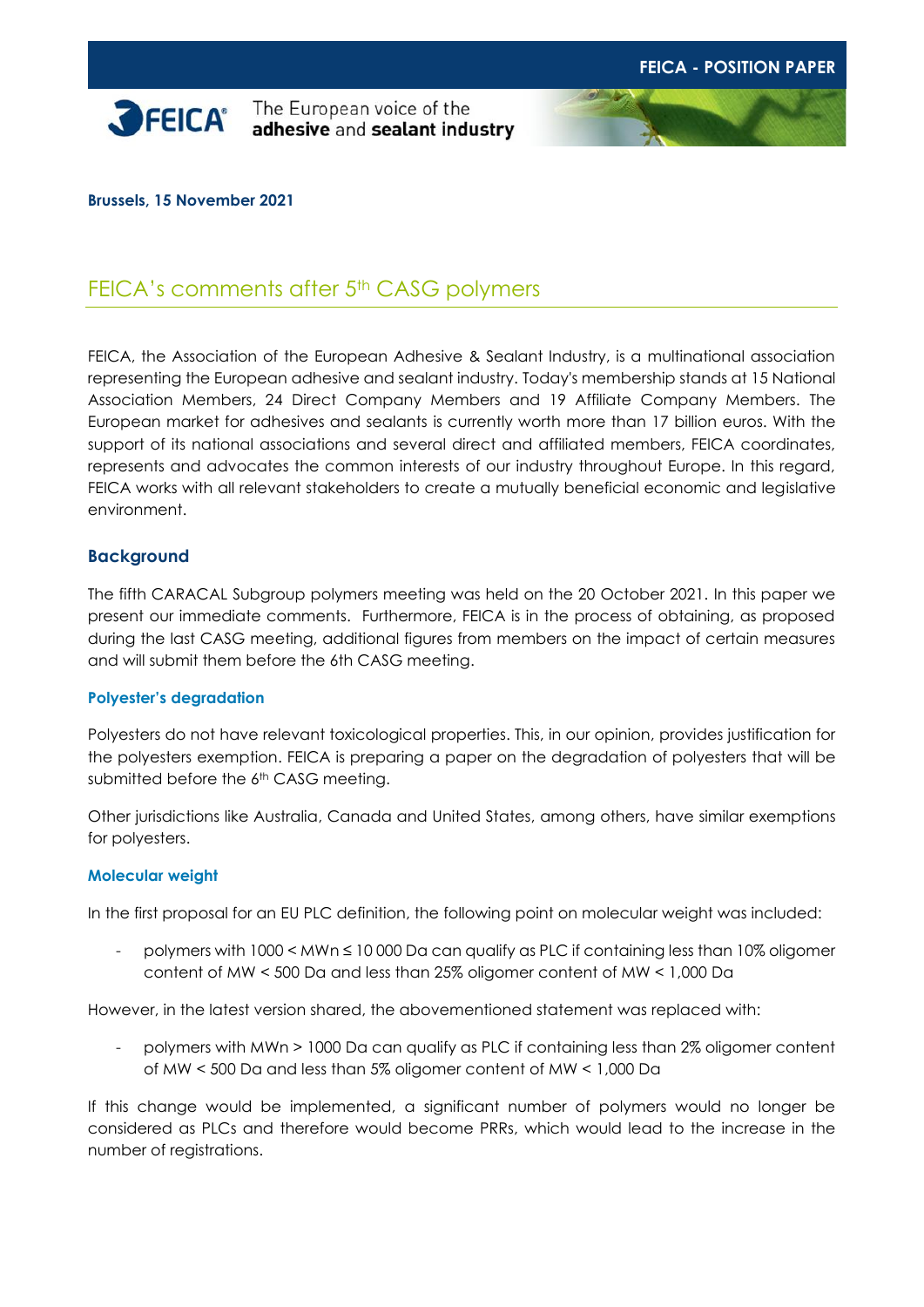**FEICA - POSITION PAPER**

FEICA® The European voice of the **adhesive** and **sealant industry**

**Brussels, 15 November 2021**

# FEICA's comments after 5th CASG polymers

FEICA, the Association of the European Adhesive & Sealant Industry, is a multinational association representing the European adhesive and sealant industry. Today's membership stands at 15 National Association Members, 24 Direct Company Members and 19 Affiliate Company Members. The European market for adhesives and sealants is currently worth more than 17 billion euros. With the support of its national associations and several direct and affiliated members, FEICA coordinates, represents and advocates the common interests of our industry throughout Europe. In this regard, FEICA works with all relevant stakeholders to create a mutually beneficial economic and legislative environment.

## Background

The fifth CARACAL Subgroup polymers meeting was held on the 20 October 2021. In this paper we present our immediate comments. Furthermore, FEICA is in the process of obtaining, as proposed during the last CASG meeting, additional figures from members on the impact of certain measures and will submit them before the 6th CASG meeting.

### Polyester's degradation

Polyesters do not have relevant toxicological properties. This, in our opinion, provides justification for the polyesters exemption. FEICA is preparing a paper on the degradation of polyesters that will be submitted before the 6th CASG meeting.

Other jurisdictions like Australia, Canada and United States, among others, have similar exemptions for polyesters.

### Molecular weight

In the first proposal for an EU PLC definition, the following point on molecular weight was included:

- polymers with 1000 < MWn ≤ 10 000 Da can qualify as PLC if containing less than 10% oligomer content of MW < 500 Da and less than 25% oligomer content of MW < 1,000 Da

However, in the latest version shared, the abovementioned statement was replaced with:

- polymers with MWn > 1000 Da can qualify as PLC if containing less than 2% oligomer content of MW < 500 Da and less than 5% oligomer content of MW < 1,000 Da

If this change would be implemented, a significant number of polymers would no longer be considered as PLCs and therefore would become PRRs, which would lead to the increase in the number of registrations.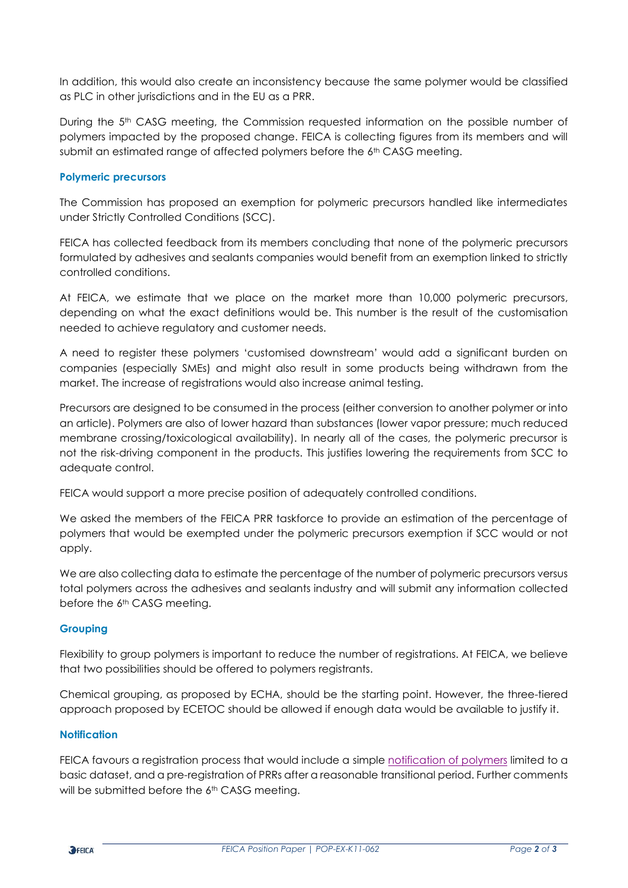In addition, this would also create an inconsistency because the same polymer would be classified as PLC in other jurisdictions and in the EU as a PRR.

During the 5th CASG meeting, the Commission requested information on the possible number of polymers impacted by the proposed change. FEICA is collecting figures from its members and will submit an estimated range of affected polymers before the 6th CASG meeting.

### Polymeric precursors

The Commission has proposed an exemption for polymeric precursors handled like intermediates under Strictly Controlled Conditions (SCC).

FEICA has collected feedback from its members concluding that none of the polymeric precursors formulated by adhesives and sealants companies would benefit from an exemption linked to strictly controlled conditions.

At FEICA, we estimate that we place on the market more than 10,000 polymeric precursors, depending on what the exact definitions would be. This number is the result of the customisation needed to achieve regulatory and customer needs.

A need to register these polymers 'customised downstream' would add a significant burden on companies (especially SMEs) and might also result in some products being withdrawn from the market. The increase of registrations would also increase animal testing.

Precursors are designed to be consumed in the process (either conversion to another polymer or into an article). Polymers are also of lower hazard than substances (lower vapor pressure; much reduced membrane crossing/toxicological availability). In nearly all of the cases, the polymeric precursor is not the risk-driving component in the products. This justifies lowering the requirements from SCC to adequate control.

FEICA would support a more precise position of adequately controlled conditions.

We asked the members of the FEICA PRR taskforce to provide an estimation of the percentage of polymers that would be exempted under the polymeric precursors exemption if SCC would or not apply.

We are also collecting data to estimate the percentage of the number of polymeric precursors versus total polymers across the adhesives and sealants industry and will submit any information collected before the 6th CASG meeting.

### Grouping

Flexibility to group polymers is important to reduce the number of registrations. At FEICA, we believe that two possibilities should be offered to polymers registrants.

Chemical grouping, as proposed by ECHA, should be the starting point. However, the three-tiered approach proposed by ECETOC should be allowed if enough data would be available to justify it.

### Notification

FEICA favours a registration process that would include a simple notification of polymers limited to a basic dataset, and a pre-registration of PRRs after a reasonable transitional period. Further comments will be submitted before the 6th CASG meeting.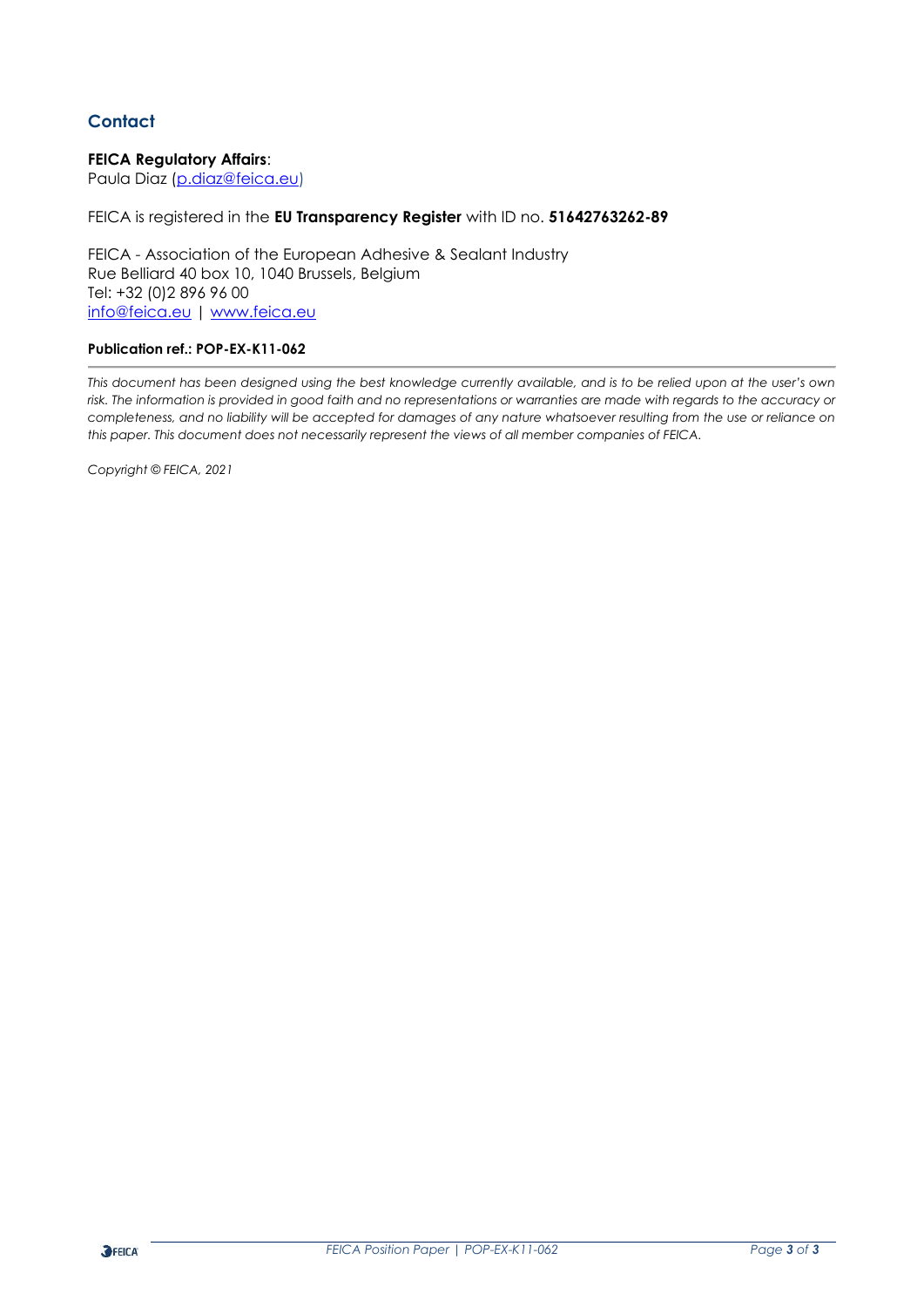## Contact

**FEICA Regulatory Affairs**:
Paula Diaz (p.diaz@feica.eu)

FEICA is registered in the **EU Transparency Register** with ID no. **51642763262-89**

FEICA - Association of the European Adhesive & Sealant Industry
Rue Belliard 40 box 10, 1040 Brussels, Belgium
Tel: +32 (0)2 896 96 00
info@feica.eu | www.feica.eu

**Publication ref.: POP-EX-K11-062**

---

*This document has been designed using the best knowledge currently available, and is to be relied upon at the user's own risk. The information is provided in good faith and no representations or warranties are made with regards to the accuracy or completeness, and no liability will be accepted for damages of any nature whatsoever resulting from the use or reliance on this paper. This document does not necessarily represent the views of all member companies of FEICA.*

*Copyright © FEICA, 2021*